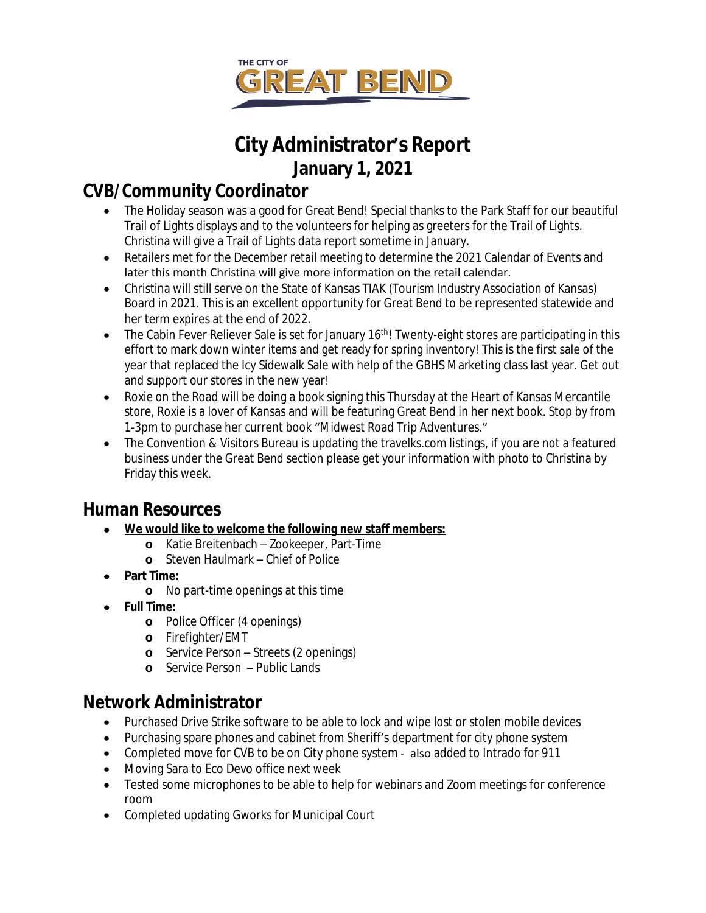# City Administrator's Report

## January 1, 2021

## CVB/Community Coordinator

- The Holiday season was a good for Great Bend! Special thanks to the Park Staff for our beautiful Trail of Lights displays and to the volunteers for helping as greeters for the Trail of Lights. Christina will give a Trail of Lights data report sometime in January.
- Retailers met for the December retail meeting to determine the 2021 Calendar of Events and later this month Christina will give more information on the retail calendar.
- Christina will still serve on the State of Kansas TIAK (Tourism Industry Association of Kansas) Board in 2021. This is an excellent opportunity for Great Bend to be represented statewide and her term expires at the end of 2022.
- The Cabin Fever Reliever Sale is set for January 16th! Twenty-eight stores are participating in this effort to mark down winter items and get ready for spring inventory! This is the first sale of the year that replaced the Icy Sidewalk Sale with help of the GBHS Marketing class last year. Get out and support our stores in the new year!
- Roxie on the Road will be doing a book signing this Thursday at the Heart of Kansas Mercantile store, Roxie is a lover of Kansas and will be featuring Great Bend in her next book. Stop by from 1-3pm to purchase her current book "Midwest Road Trip Adventures."
- The Convention & Visitors Bureau is updating the travelks.com listings, if you are not a featured business under the Great Bend section please get your information with photo to Christina by Friday this week.

## Human Resources

- **<u>We would like to welcome the following new staff members:</u>**
  - Katie Breitenbach – Zookeeper, Part-Time
  - Steven Haulmark – Chief of Police
- **<u>Part Time:</u>**
  - No part-time openings at this time
- **<u>Full Time:</u>**
  - Police Officer (4 openings)
  - Firefighter/EMT
  - Service Person – Streets (2 openings)
  - Service Person – Public Lands

## Network Administrator

- Purchased Drive Strike software to be able to lock and wipe lost or stolen mobile devices
- Purchasing spare phones and cabinet from Sheriff's department for city phone system
- Completed move for CVB to be on City phone system - also added to Intrado for 911
- Moving Sara to Eco Devo office next week
- Tested some microphones to be able to help for webinars and Zoom meetings for conference room
- Completed updating Gworks for Municipal Court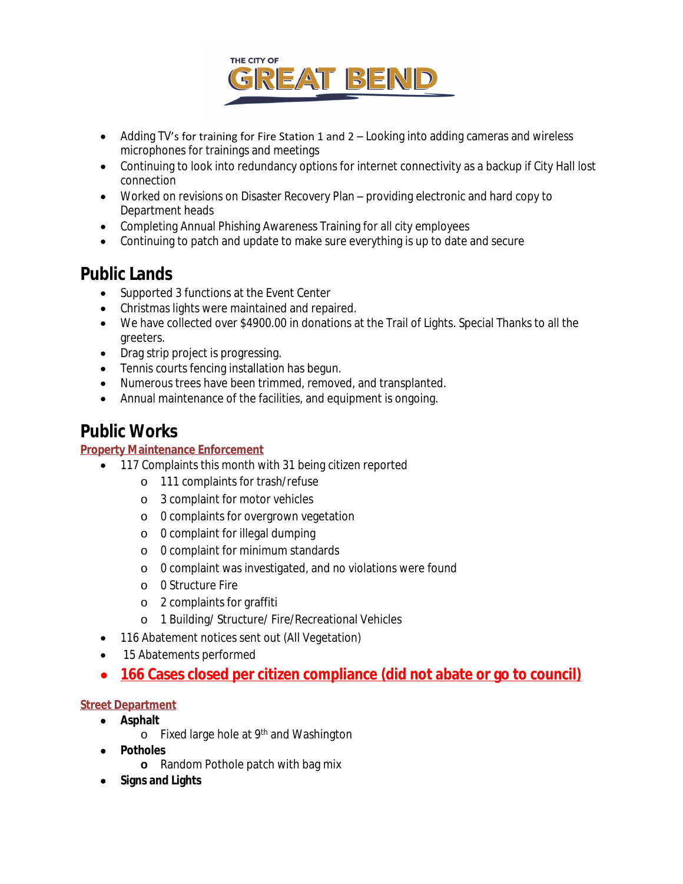- Adding TV's for training for Fire Station 1 and 2 – Looking into adding cameras and wireless microphones for trainings and meetings
- Continuing to look into redundancy options for internet connectivity as a backup if City Hall lost connection
- Worked on revisions on Disaster Recovery Plan – providing electronic and hard copy to Department heads
- Completing Annual Phishing Awareness Training for all city employees
- Continuing to patch and update to make sure everything is up to date and secure

## Public Lands

- Supported 3 functions at the Event Center
- Christmas lights were maintained and repaired.
- We have collected over $4900.00 in donations at the Trail of Lights. Special Thanks to all the greeters.
- Drag strip project is progressing.
- Tennis courts fencing installation has begun.
- Numerous trees have been trimmed, removed, and transplanted.
- Annual maintenance of the facilities, and equipment is ongoing.

## Public Works

### Property Maintenance Enforcement

- 117 Complaints this month with 31 being citizen reported
  - 111 complaints for trash/refuse
  - 3 complaint for motor vehicles
  - 0 complaints for overgrown vegetation
  - 0 complaint for illegal dumping
  - 0 complaint for minimum standards
  - 0 complaint was investigated, and no violations were found
  - 0 Structure Fire
  - 2 complaints for graffiti
  - 1 Building/ Structure/ Fire/Recreational Vehicles
- 116 Abatement notices sent out (All Vegetation)
- 15 Abatements performed
- **166 Cases closed per citizen compliance (did not abate or go to council)**

### Street Department

- **Asphalt**
  - Fixed large hole at 9th and Washington
- **Potholes**
  - Random Pothole patch with bag mix
- **Signs and Lights**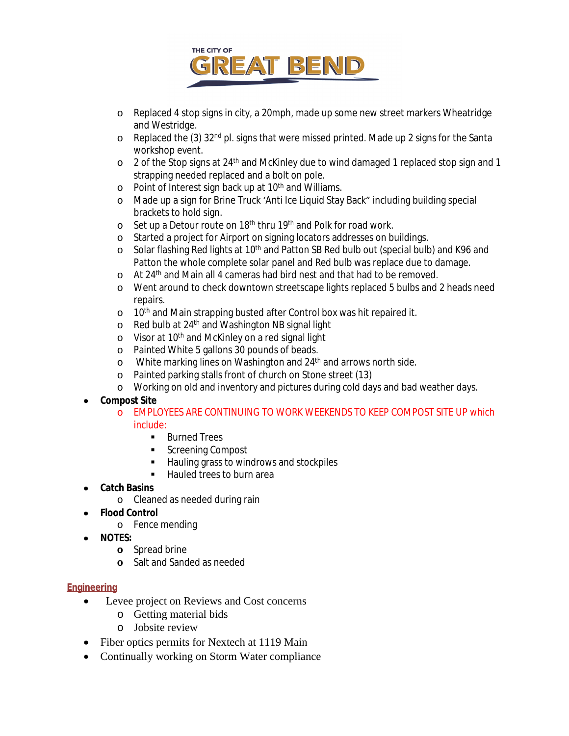- Replaced 4 stop signs in city, a 20mph, made up some new street markers Wheatridge and Westridge.
- Replaced the (3) 32nd pl. signs that were missed printed. Made up 2 signs for the Santa workshop event.
- 2 of the Stop signs at 24th and McKinley due to wind damaged 1 replaced stop sign and 1 strapping needed replaced and a bolt on pole.
- Point of Interest sign back up at 10th and Williams.
- Made up a sign for Brine Truck 'Anti Ice Liquid Stay Back" including building special brackets to hold sign.
- Set up a Detour route on 18th thru 19th and Polk for road work.
- Started a project for Airport on signing locators addresses on buildings.
- Solar flashing Red lights at 10th and Patton SB Red bulb out (special bulb) and K96 and Patton the whole complete solar panel and Red bulb was replace due to damage.
- At 24th and Main all 4 cameras had bird nest and that had to be removed.
- Went around to check downtown streetscape lights replaced 5 bulbs and 2 heads need repairs.
- 10th and Main strapping busted after Control box was hit repaired it.
- Red bulb at 24th and Washington NB signal light
- Visor at 10th and McKinley on a red signal light
- Painted White 5 gallons 30 pounds of beads.
- White marking lines on Washington and 24th and arrows north side.
- Painted parking stalls front of church on Stone street (13)
- Working on old and inventory and pictures during cold days and bad weather days.

- **Compost Site**
  - EMPLOYEES ARE CONTINUING TO WORK WEEKENDS TO KEEP COMPOST SITE UP which include:
    - Burned Trees
    - Screening Compost
    - Hauling grass to windrows and stockpiles
    - Hauled trees to burn area
- **Catch Basins**
  - Cleaned as needed during rain
- **Flood Control**
  - Fence mending
- **NOTES:**
  - Spread brine
  - Salt and Sanded as needed

## Engineering

- Levee project on Reviews and Cost concerns
  - Getting material bids
  - Jobsite review
- Fiber optics permits for Nextech at 1119 Main
- Continually working on Storm Water compliance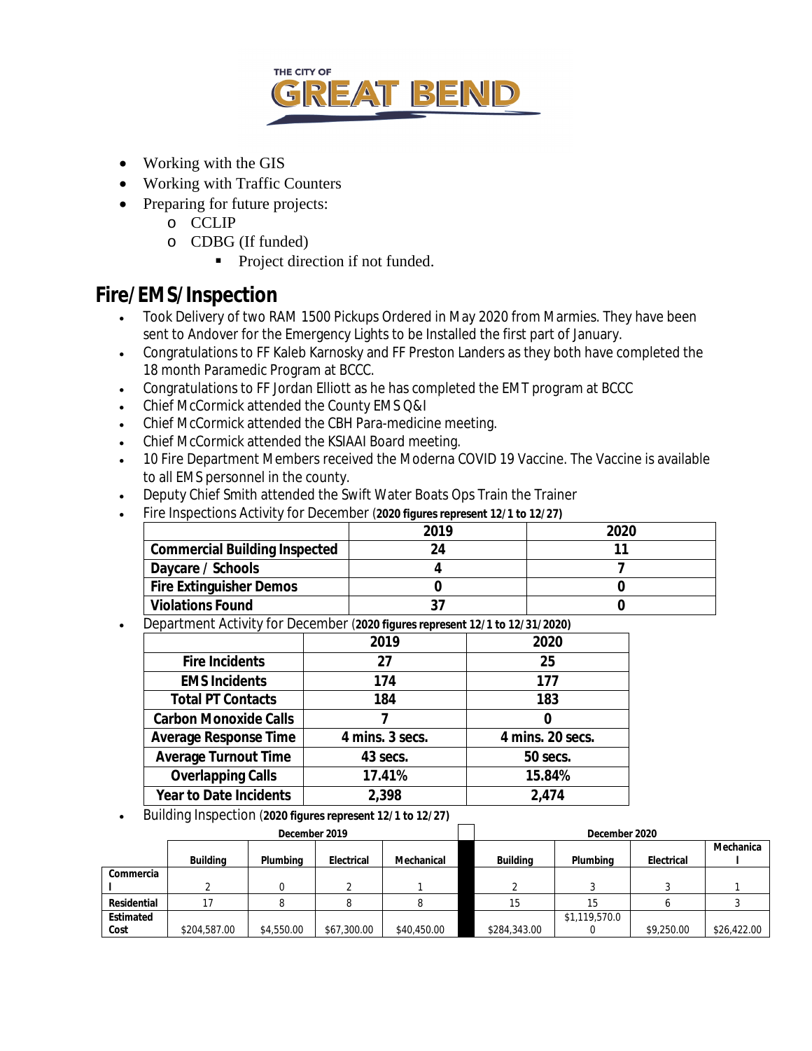- Working with the GIS
- Working with Traffic Counters
- Preparing for future projects:
  - CCLIP
  - CDBG (If funded)
    - Project direction if not funded.

## Fire/EMS/Inspection

- Took Delivery of two RAM 1500 Pickups Ordered in May 2020 from Marmies. They have been sent to Andover for the Emergency Lights to be Installed the first part of January.
- Congratulations to FF Kaleb Karnosky and FF Preston Landers as they both have completed the 18 month Paramedic Program at BCCC.
- Congratulations to FF Jordan Elliott as he has completed the EMT program at BCCC
- Chief McCormick attended the County EMS Q&I
- Chief McCormick attended the CBH Para-medicine meeting.
- Chief McCormick attended the KSIAAI Board meeting.
- 10 Fire Department Members received the Moderna COVID 19 Vaccine. The Vaccine is available to all EMS personnel in the county.
- Deputy Chief Smith attended the Swift Water Boats Ops Train the Trainer
- Fire Inspections Activity for December (**2020 figures represent 12/1 to 12/27)**

| | 2019 | 2020 |
|---|---|---|
| **Commercial Building Inspected** | **24** | **11** |
| **Daycare / Schools** | **4** | **7** |
| **Fire Extinguisher Demos** | **0** | **0** |
| **Violations Found** | **37** | **0** |

- Department Activity for December (**2020 figures represent 12/1 to 12/31/2020)**

| | 2019 | 2020 |
|---|---|---|
| **Fire Incidents** | **27** | **25** |
| **EMS Incidents** | **174** | **177** |
| **Total PT Contacts** | **184** | **183** |
| **Carbon Monoxide Calls** | **7** | **0** |
| **Average Response Time** | **4 mins. 3 secs.** | **4 mins. 20 secs.** |
| **Average Turnout Time** | **43 secs.** | **50 secs.** |
| **Overlapping Calls** | **17.41%** | **15.84%** |
| **Year to Date Incidents** | **2,398** | **2,474** |

- Building Inspection (**2020 figures represent 12/1 to 12/27)**

| | December 2019 | | | | | December 2020 | | | |
|---|---|---|---|---|---|---|---|---|---|
| | **Building** | **Plumbing** | **Electrical** | **Mechanical** | | **Building** | **Plumbing** | **Electrical** | **Mechanical** |
| **Commercial** | 2 | 0 | 2 | 1 | | 2 | 3 | 3 | 1 |
| **Residential** | 17 | 8 | 8 | 8 | | 15 | 15 | 6 | 3 |
| **Estimated Cost** | $204,587.00 | $4,550.00 | $67,300.00 | $40,450.00 | | $284,343.00 | $1,119,570.00 | $9,250.00 | $26,422.00 |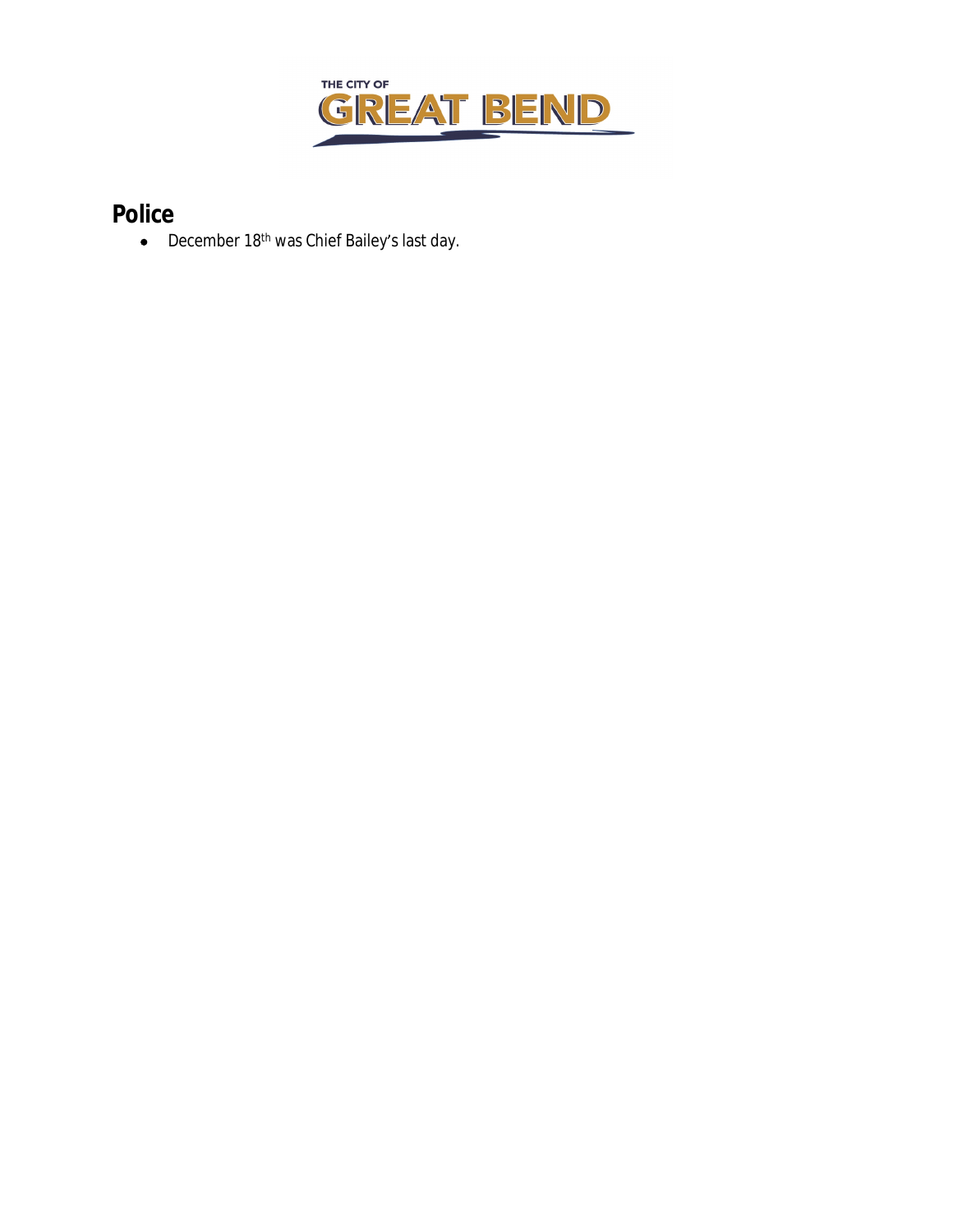## Police

- December 18th was Chief Bailey's last day.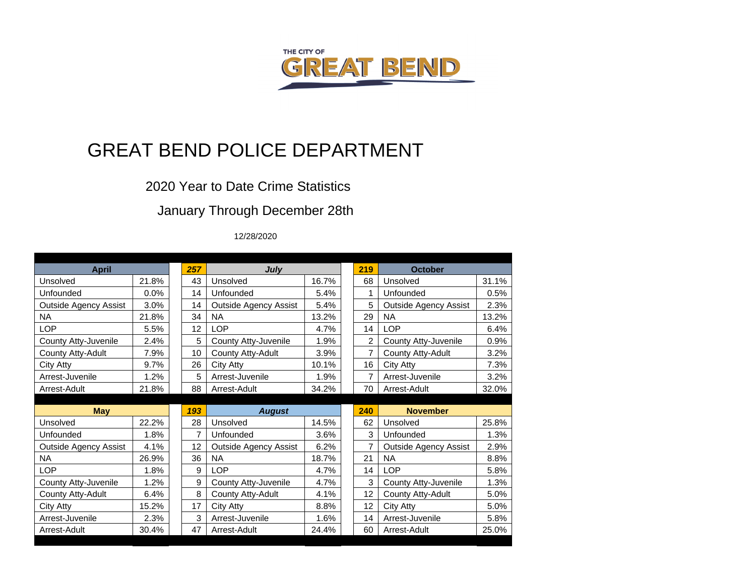THE CITY OF GREAT BEND

# GREAT BEND POLICE DEPARTMENT

## 2020 Year to Date Crime Statistics

### January Through December 28th

12/28/2020

| April | | 257 | *July* | | 219 | October | |
|---|---|---|---|---|---|---|---|
| Unsolved | 21.8% | 43 | Unsolved | 16.7% | 68 | Unsolved | 31.1% |
| Unfounded | 0.0% | 14 | Unfounded | 5.4% | 1 | Unfounded | 0.5% |
| Outside Agency Assist | 3.0% | 14 | Outside Agency Assist | 5.4% | 5 | Outside Agency Assist | 2.3% |
| NA | 21.8% | 34 | NA | 13.2% | 29 | NA | 13.2% |
| LOP | 5.5% | 12 | LOP | 4.7% | 14 | LOP | 6.4% |
| County Atty-Juvenile | 2.4% | 5 | County Atty-Juvenile | 1.9% | 2 | County Atty-Juvenile | 0.9% |
| County Atty-Adult | 7.9% | 10 | County Atty-Adult | 3.9% | 7 | County Atty-Adult | 3.2% |
| City Atty | 9.7% | 26 | City Atty | 10.1% | 16 | City Atty | 7.3% |
| Arrest-Juvenile | 1.2% | 5 | Arrest-Juvenile | 1.9% | 7 | Arrest-Juvenile | 3.2% |
| Arrest-Adult | 21.8% | 88 | Arrest-Adult | 34.2% | 70 | Arrest-Adult | 32.0% |

| May | | 193 | *August* | | 240 | November | |
|---|---|---|---|---|---|---|---|
| Unsolved | 22.2% | 28 | Unsolved | 14.5% | 62 | Unsolved | 25.8% |
| Unfounded | 1.8% | 7 | Unfounded | 3.6% | 3 | Unfounded | 1.3% |
| Outside Agency Assist | 4.1% | 12 | Outside Agency Assist | 6.2% | 7 | Outside Agency Assist | 2.9% |
| NA | 26.9% | 36 | NA | 18.7% | 21 | NA | 8.8% |
| LOP | 1.8% | 9 | LOP | 4.7% | 14 | LOP | 5.8% |
| County Atty-Juvenile | 1.2% | 9 | County Atty-Juvenile | 4.7% | 3 | County Atty-Juvenile | 1.3% |
| County Atty-Adult | 6.4% | 8 | County Atty-Adult | 4.1% | 12 | County Atty-Adult | 5.0% |
| City Atty | 15.2% | 17 | City Atty | 8.8% | 12 | City Atty | 5.0% |
| Arrest-Juvenile | 2.3% | 3 | Arrest-Juvenile | 1.6% | 14 | Arrest-Juvenile | 5.8% |
| Arrest-Adult | 30.4% | 47 | Arrest-Adult | 24.4% | 60 | Arrest-Adult | 25.0% |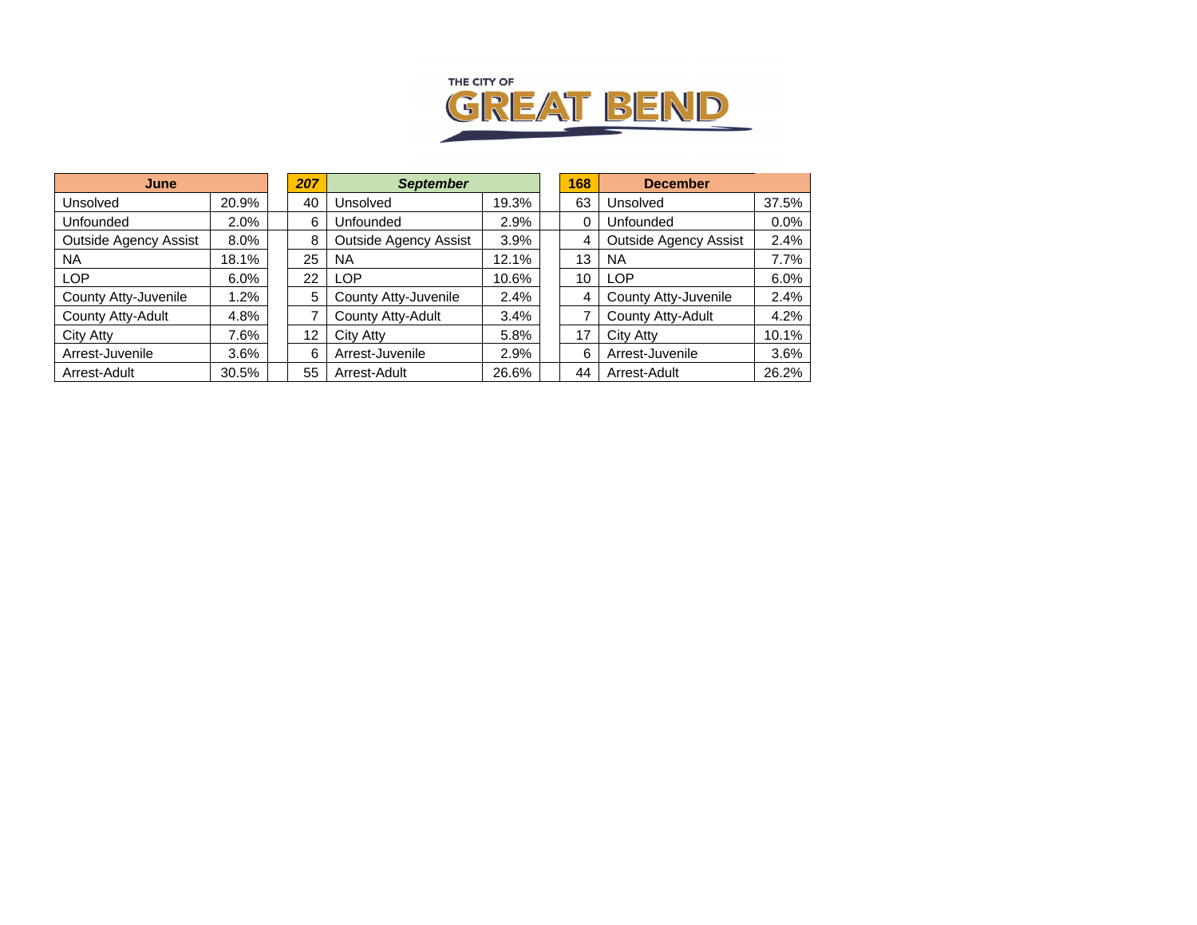THE CITY OF GREAT BEND

| June | | 207 | September | | 168 | December | |
|---|---|---|---|---|---|---|---|
| Unsolved | 20.9% | 40 | Unsolved | 19.3% | 63 | Unsolved | 37.5% |
| Unfounded | 2.0% | 6 | Unfounded | 2.9% | 0 | Unfounded | 0.0% |
| Outside Agency Assist | 8.0% | 8 | Outside Agency Assist | 3.9% | 4 | Outside Agency Assist | 2.4% |
| NA | 18.1% | 25 | NA | 12.1% | 13 | NA | 7.7% |
| LOP | 6.0% | 22 | LOP | 10.6% | 10 | LOP | 6.0% |
| County Atty-Juvenile | 1.2% | 5 | County Atty-Juvenile | 2.4% | 4 | County Atty-Juvenile | 2.4% |
| County Atty-Adult | 4.8% | 7 | County Atty-Adult | 3.4% | 7 | County Atty-Adult | 4.2% |
| City Atty | 7.6% | 12 | City Atty | 5.8% | 17 | City Atty | 10.1% |
| Arrest-Juvenile | 3.6% | 6 | Arrest-Juvenile | 2.9% | 6 | Arrest-Juvenile | 3.6% |
| Arrest-Adult | 30.5% | 55 | Arrest-Adult | 26.6% | 44 | Arrest-Adult | 26.2% |